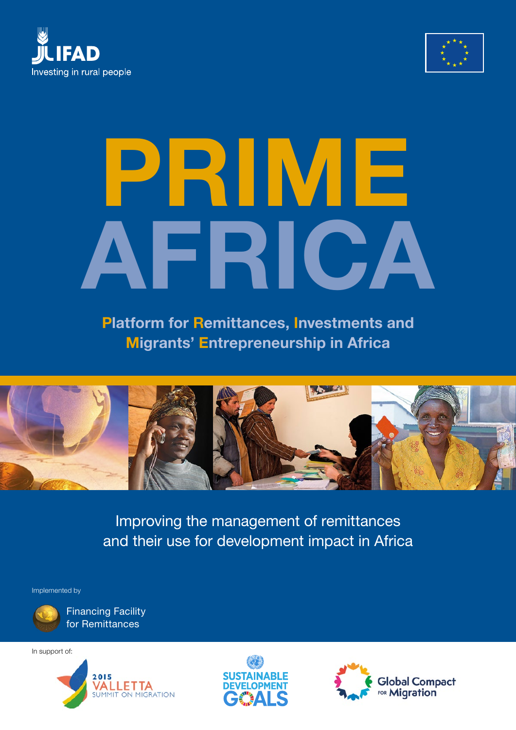IFAD

Investing in rural people

# PRIME AFRICA

## Platform for Remittances, Investments and Migrants' Entrepreneurship in Africa

Improving the management of remittances and their use for development impact in Africa

Implemented by

Financing Facility for Remittances

In support of:

2015 VALLETTA SUMMIT ON MIGRATION

SUSTAINABLE DEVELOPMENT GOALS

Global Compact for Migration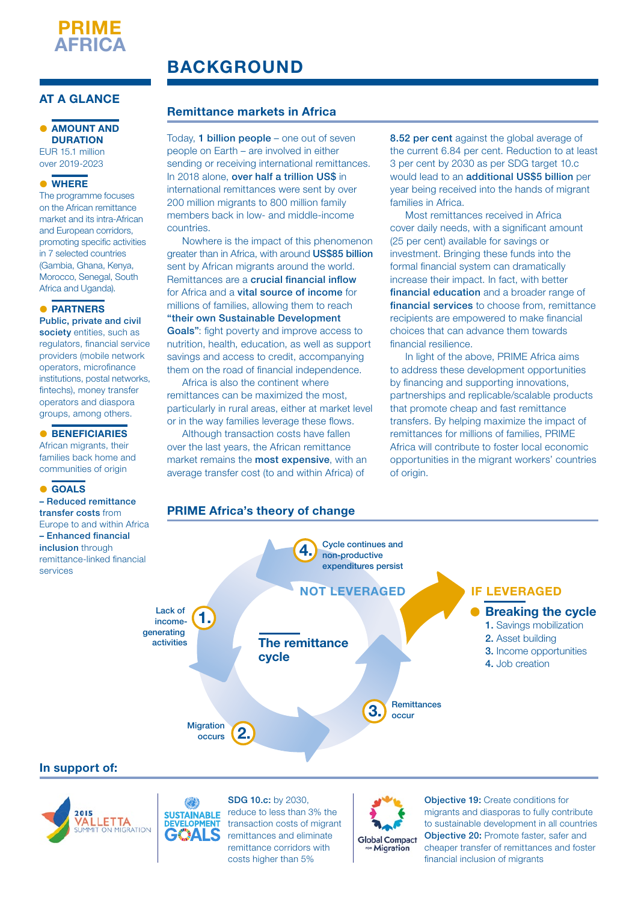PRIME AFRICA

# BACKGROUND

## AT A GLANCE

**AMOUNT AND DURATION**
EUR 15.1 million over 2019-2023

**WHERE**
The programme focuses on the African remittance market and its intra-African and European corridors, promoting specific activities in 7 selected countries (Gambia, Ghana, Kenya, Morocco, Senegal, South Africa and Uganda).

**PARTNERS**
**Public, private and civil society** entities, such as regulators, financial service providers (mobile network operators, microfinance institutions, postal networks, fintechs), money transfer operators and diaspora groups, among others.

**BENEFICIARIES**
African migrants, their families back home and communities of origin

**GOALS**
– **Reduced remittance transfer costs** from Europe to and within Africa
– **Enhanced financial inclusion** through remittance-linked financial services

## Remittance markets in Africa

Today, **1 billion people** – one out of seven people on Earth – are involved in either sending or receiving international remittances. In 2018 alone, **over half a trillion US$** in international remittances were sent by over 200 million migrants to 800 million family members back in low- and middle-income countries.

Nowhere is the impact of this phenomenon greater than in Africa, with around **US$85 billion** sent by African migrants around the world. Remittances are a **crucial financial inflow** for Africa and a **vital source of income** for millions of families, allowing them to reach **"their own Sustainable Development Goals"**: fight poverty and improve access to nutrition, health, education, as well as support savings and access to credit, accompanying them on the road of financial independence.

Africa is also the continent where remittances can be maximized the most, particularly in rural areas, either at market level or in the way families leverage these flows.

Although transaction costs have fallen over the last years, the African remittance market remains the **most expensive**, with an average transfer cost (to and within Africa) of **8.52 per cent** against the global average of the current 6.84 per cent. Reduction to at least 3 per cent by 2030 as per SDG target 10.c would lead to an **additional US$5 billion** per year being received into the hands of migrant families in Africa.

Most remittances received in Africa cover daily needs, with a significant amount (25 per cent) available for savings or investment. Bringing these funds into the formal financial system can dramatically increase their impact. In fact, with better **financial education** and a broader range of **financial services** to choose from, remittance recipients are empowered to make financial choices that can advance them towards financial resilience.

In light of the above, PRIME Africa aims to address these development opportunities by financing and supporting innovations, partnerships and replicable/scalable products that promote cheap and fast remittance transfers. By helping maximize the impact of remittances for millions of families, PRIME Africa will contribute to foster local economic opportunities in the migrant workers' countries of origin.

## PRIME Africa's theory of change

The remittance cycle

NOT LEVERAGED

1. Lack of income-generating activities
2. Migration occurs
3. Remittances occur
4. Cycle continues and non-productive expenditures persist

IF LEVERAGED

**Breaking the cycle**
1. Savings mobilization
2. Asset building
3. Income opportunities
4. Job creation

## In support of:

2015 VALLETTA SUMMIT ON MIGRATION

SUSTAINABLE DEVELOPMENT GOALS

**SDG 10.c:** by 2030, reduce to less than 3% the transaction costs of migrant remittances and eliminate remittance corridors with costs higher than 5%

Global Compact for Migration

**Objective 19:** Create conditions for migrants and diasporas to fully contribute to sustainable development in all countries
**Objective 20:** Promote faster, safer and cheaper transfer of remittances and foster financial inclusion of migrants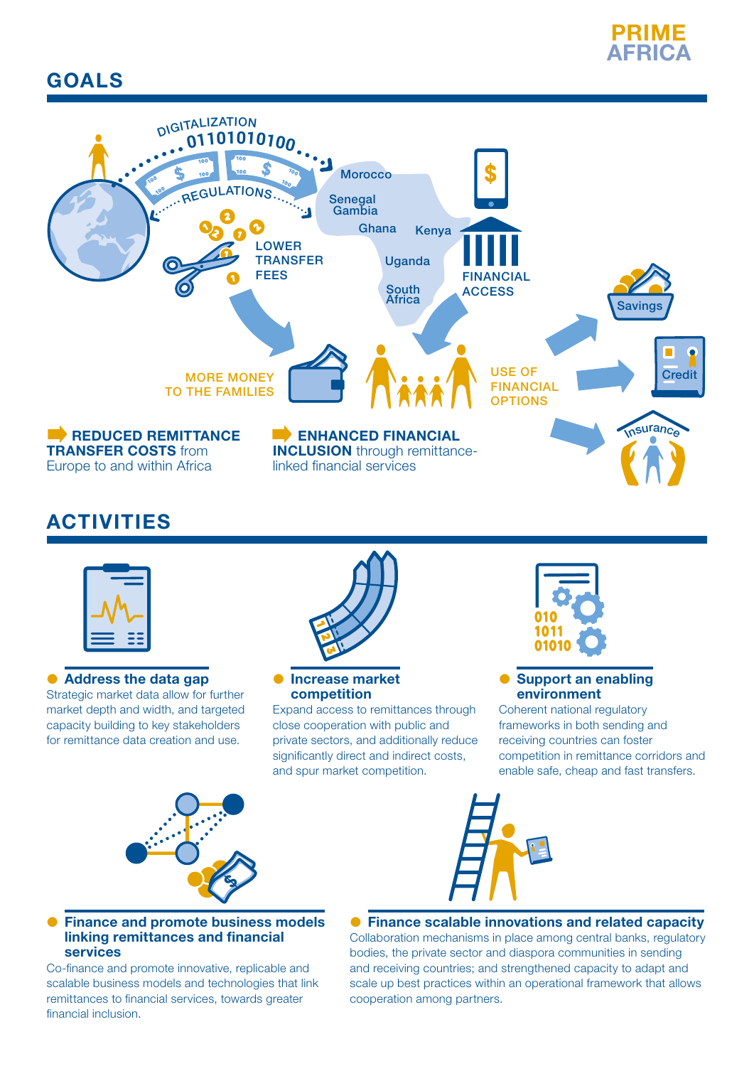PRIME AFRICA

## GOALS

DIGITALIZATION
01101010100
REGULATIONS
LOWER TRANSFER FEES
Morocco
Senegal
Gambia
Ghana
Kenya
Uganda
South Africa
FINANCIAL ACCESS
MORE MONEY TO THE FAMILIES
USE OF FINANCIAL OPTIONS
Savings
Credit
Insurance

**REDUCED REMITTANCE TRANSFER COSTS** from Europe to and within Africa

**ENHANCED FINANCIAL INCLUSION** through remittance-linked financial services

## ACTIVITIES

**Address the data gap**

Strategic market data allow for further market depth and width, and targeted capacity building to key stakeholders for remittance data creation and use.

**Increase market competition**

Expand access to remittances through close cooperation with public and private sectors, and additionally reduce significantly direct and indirect costs, and spur market competition.

**Support an enabling environment**

Coherent national regulatory frameworks in both sending and receiving countries can foster competition in remittance corridors and enable safe, cheap and fast transfers.

**Finance and promote business models linking remittances and financial services**

Co-finance and promote innovative, replicable and scalable business models and technologies that link remittances to financial services, towards greater financial inclusion.

**Finance scalable innovations and related capacity**

Collaboration mechanisms in place among central banks, regulatory bodies, the private sector and diaspora communities in sending and receiving countries; and strengthened capacity to adapt and scale up best practices within an operational framework that allows cooperation among partners.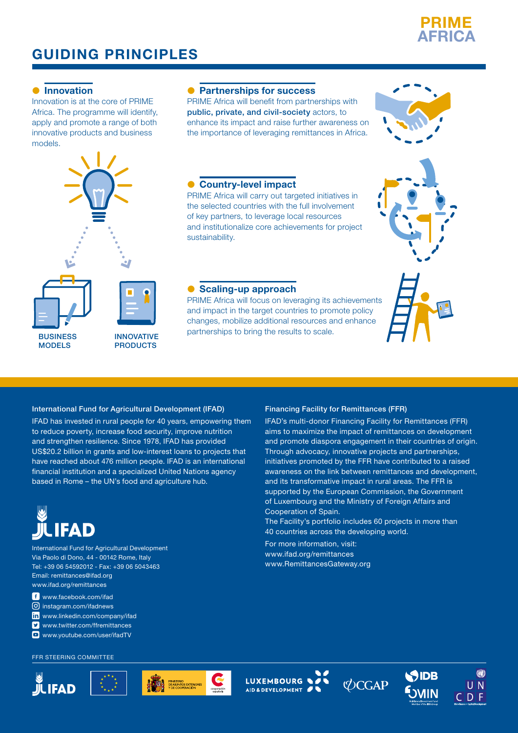PRIME AFRICA

# GUIDING PRINCIPLES

### Innovation

Innovation is at the core of PRIME Africa. The programme will identify, apply and promote a range of both innovative products and business models.

BUSINESS MODELS

INNOVATIVE PRODUCTS

### Partnerships for success

PRIME Africa will benefit from partnerships with **public, private, and civil-society** actors, to enhance its impact and raise further awareness on the importance of leveraging remittances in Africa.

### Country-level impact

PRIME Africa will carry out targeted initiatives in the selected countries with the full involvement of key partners, to leverage local resources and institutionalize core achievements for project sustainability.

### Scaling-up approach

PRIME Africa will focus on leveraging its achievements and impact in the target countries to promote policy changes, mobilize additional resources and enhance partnerships to bring the results to scale.

**International Fund for Agricultural Development (IFAD)**

IFAD has invested in rural people for 40 years, empowering them to reduce poverty, increase food security, improve nutrition and strengthen resilience. Since 1978, IFAD has provided US$20.2 billion in grants and low-interest loans to projects that have reached about 476 million people. IFAD is an international financial institution and a specialized United Nations agency based in Rome – the UN's food and agriculture hub.

IFAD

International Fund for Agricultural Development
Via Paolo di Dono, 44 - 00142 Rome, Italy
Tel: +39 06 54592012 - Fax: +39 06 5043463
Email: remittances@ifad.org
www.ifad.org/remittances

- www.facebook.com/ifad
- instagram.com/ifadnews
- www.linkedin.com/company/ifad
- www.twitter.com/fremittances
- www.youtube.com/user/ifadTV

**Financing Facility for Remittances (FFR)**

IFAD's multi-donor Financing Facility for Remittances (FFR) aims to maximize the impact of remittances on development and promote diaspora engagement in their countries of origin. Through advocacy, innovative projects and partnerships, initiatives promoted by the FFR have contributed to a raised awareness on the link between remittances and development, and its transformative impact in rural areas. The FFR is supported by the European Commission, the Government of Luxembourg and the Ministry of Foreign Affairs and Cooperation of Spain.

The Facility's portfolio includes 60 projects in more than 40 countries across the developing world.

For more information, visit:
www.ifad.org/remittances
www.RemittancesGateway.org

FFR STEERING COMMITTEE

IFAD | MINISTERIO DE ASUNTOS EXTERIORES Y DE COOPERACIÓN | cooperación española | LUXEMBOURG AID & DEVELOPMENT | CGAP | IDB MIF | UNCDF